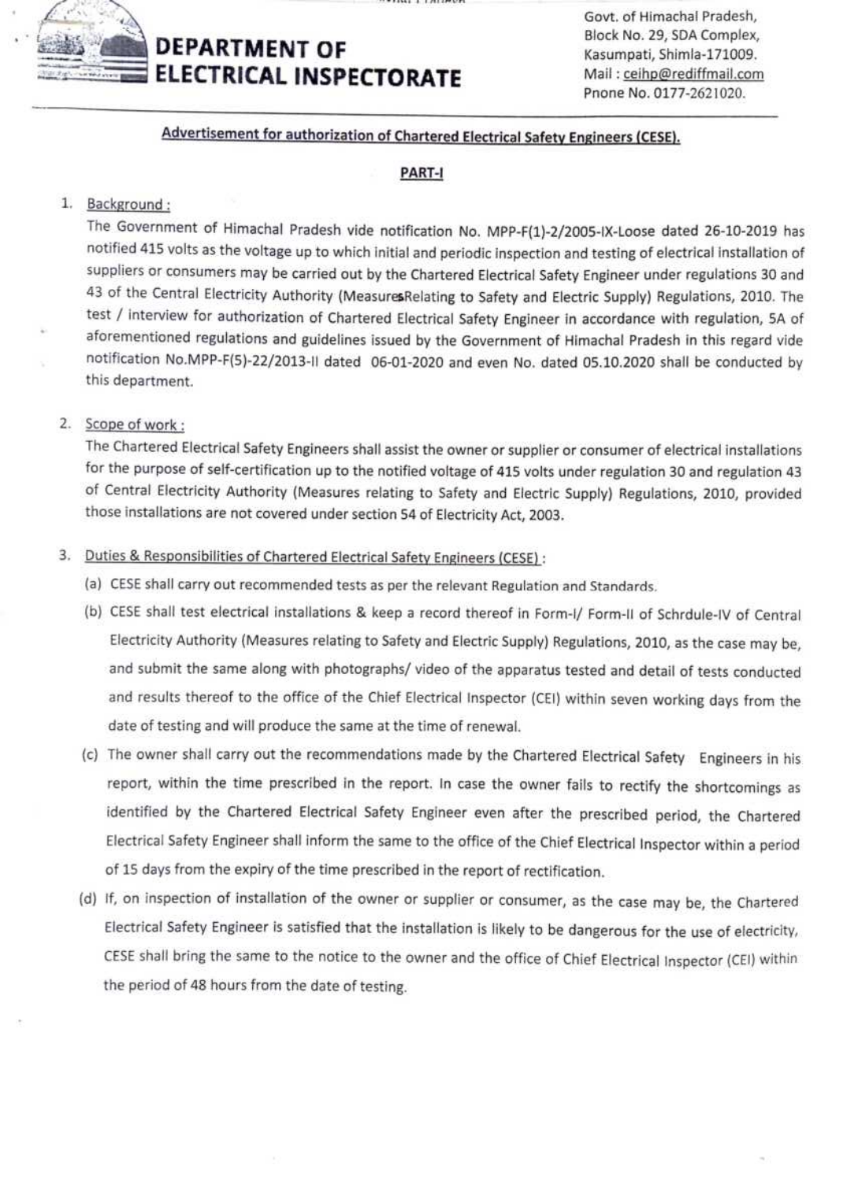# DEPARTMENT OF ELECTRICAL INSPECTORATE

Govt. of Himachal Pradesh,
Block No. 29, SDA Complex,
Kasumpati, Shimla-171009.
Mail : ceihp@rediffmail.com
Pnone No. 0177-2621020.

## Advertisement for authorization of Chartered Electrical Safety Engineers (CESE).

### PART-I

1. Background :

   The Government of Himachal Pradesh vide notification No. MPP-F(1)-2/2005-IX-Loose dated 26-10-2019 has notified 415 volts as the voltage up to which initial and periodic inspection and testing of electrical installation of suppliers or consumers may be carried out by the Chartered Electrical Safety Engineer under regulations 30 and 43 of the Central Electricity Authority (MeasuresRelating to Safety and Electric Supply) Regulations, 2010. The test / interview for authorization of Chartered Electrical Safety Engineer in accordance with regulation, 5A of aforementioned regulations and guidelines issued by the Government of Himachal Pradesh in this regard vide notification No.MPP-F(5)-22/2013-II dated 06-01-2020 and even No. dated 05.10.2020 shall be conducted by this department.

2. Scope of work :

   The Chartered Electrical Safety Engineers shall assist the owner or supplier or consumer of electrical installations for the purpose of self-certification up to the notified voltage of 415 volts under regulation 30 and regulation 43 of Central Electricity Authority (Measures relating to Safety and Electric Supply) Regulations, 2010, provided those installations are not covered under section 54 of Electricity Act, 2003.

3. Duties & Responsibilities of Chartered Electrical Safety Engineers (CESE) :

   (a) CESE shall carry out recommended tests as per the relevant Regulation and Standards.

   (b) CESE shall test electrical installations & keep a record thereof in Form-I/ Form-II of Schrdule-IV of Central Electricity Authority (Measures relating to Safety and Electric Supply) Regulations, 2010, as the case may be, and submit the same along with photographs/ video of the apparatus tested and detail of tests conducted and results thereof to the office of the Chief Electrical Inspector (CEI) within seven working days from the date of testing and will produce the same at the time of renewal.

   (c) The owner shall carry out the recommendations made by the Chartered Electrical Safety Engineers in his report, within the time prescribed in the report. In case the owner fails to rectify the shortcomings as identified by the Chartered Electrical Safety Engineer even after the prescribed period, the Chartered Electrical Safety Engineer shall inform the same to the office of the Chief Electrical Inspector within a period of 15 days from the expiry of the time prescribed in the report of rectification.

   (d) If, on inspection of installation of the owner or supplier or consumer, as the case may be, the Chartered Electrical Safety Engineer is satisfied that the installation is likely to be dangerous for the use of electricity, CESE shall bring the same to the notice to the owner and the office of Chief Electrical Inspector (CEI) within the period of 48 hours from the date of testing.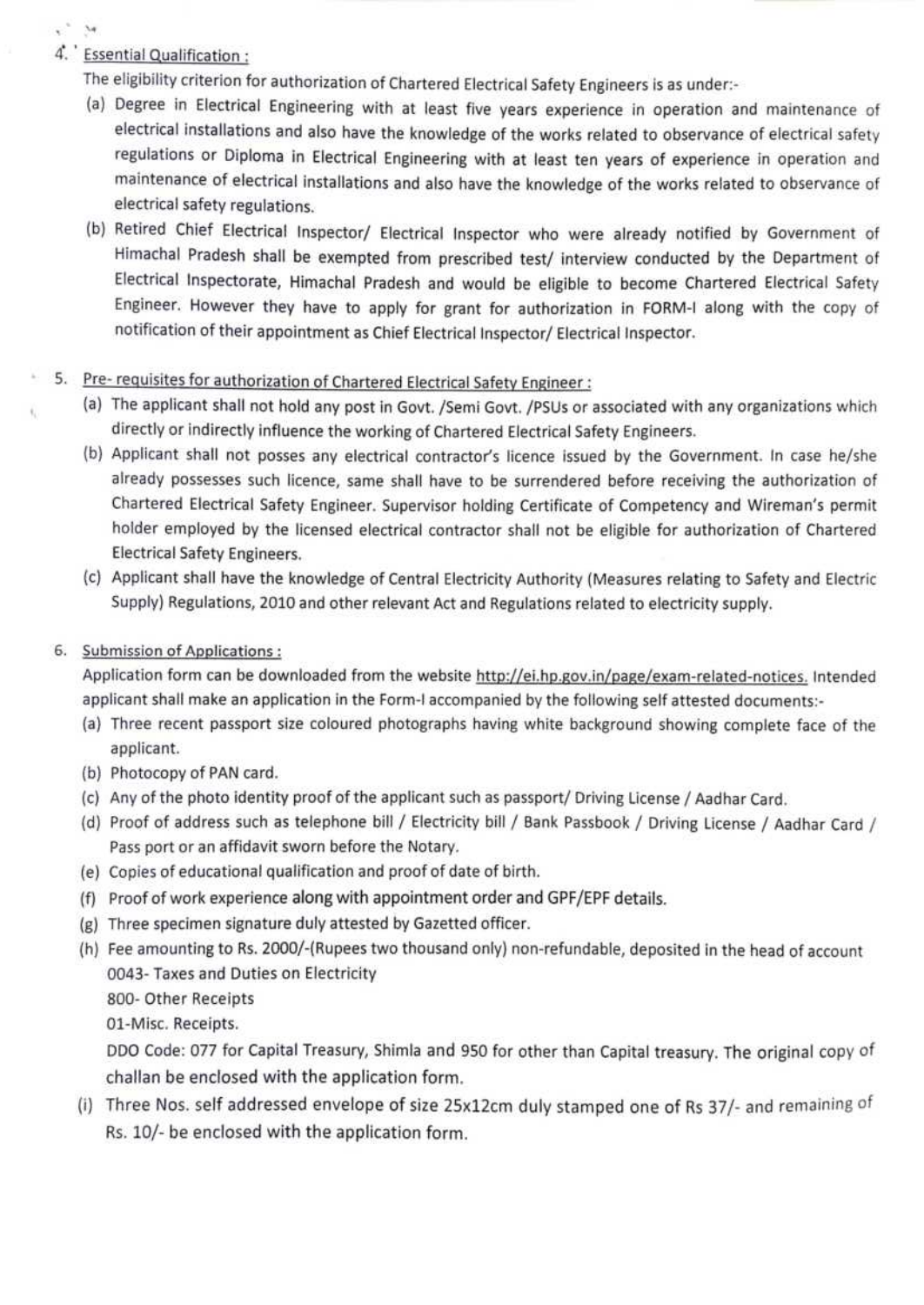4. Essential Qualification :

The eligibility criterion for authorization of Chartered Electrical Safety Engineers is as under:-

(a) Degree in Electrical Engineering with at least five years experience in operation and maintenance of electrical installations and also have the knowledge of the works related to observance of electrical safety regulations or Diploma in Electrical Engineering with at least ten years of experience in operation and maintenance of electrical installations and also have the knowledge of the works related to observance of electrical safety regulations.

(b) Retired Chief Electrical Inspector/ Electrical Inspector who were already notified by Government of Himachal Pradesh shall be exempted from prescribed test/ interview conducted by the Department of Electrical Inspectorate, Himachal Pradesh and would be eligible to become Chartered Electrical Safety Engineer. However they have to apply for grant for authorization in FORM-I along with the copy of notification of their appointment as Chief Electrical Inspector/ Electrical Inspector.

5. Pre- requisites for authorization of Chartered Electrical Safety Engineer :

(a) The applicant shall not hold any post in Govt. /Semi Govt. /PSUs or associated with any organizations which directly or indirectly influence the working of Chartered Electrical Safety Engineers.

(b) Applicant shall not posses any electrical contractor's licence issued by the Government. In case he/she already possesses such licence, same shall have to be surrendered before receiving the authorization of Chartered Electrical Safety Engineer. Supervisor holding Certificate of Competency and Wireman's permit holder employed by the licensed electrical contractor shall not be eligible for authorization of Chartered Electrical Safety Engineers.

(c) Applicant shall have the knowledge of Central Electricity Authority (Measures relating to Safety and Electric Supply) Regulations, 2010 and other relevant Act and Regulations related to electricity supply.

6. Submission of Applications :

Application form can be downloaded from the website http://ei.hp.gov.in/page/exam-related-notices. Intended applicant shall make an application in the Form-I accompanied by the following self attested documents:-

(a) Three recent passport size coloured photographs having white background showing complete face of the applicant.

(b) Photocopy of PAN card.

(c) Any of the photo identity proof of the applicant such as passport/ Driving License / Aadhar Card.

(d) Proof of address such as telephone bill / Electricity bill / Bank Passbook / Driving License / Aadhar Card / Pass port or an affidavit sworn before the Notary.

(e) Copies of educational qualification and proof of date of birth.

(f) Proof of work experience along with appointment order and GPF/EPF details.

(g) Three specimen signature duly attested by Gazetted officer.

(h) Fee amounting to Rs. 2000/-(Rupees two thousand only) non-refundable, deposited in the head of account
0043- Taxes and Duties on Electricity
800- Other Receipts
01-Misc. Receipts.
DDO Code: 077 for Capital Treasury, Shimla and 950 for other than Capital treasury. The original copy of challan be enclosed with the application form.

(i) Three Nos. self addressed envelope of size 25x12cm duly stamped one of Rs 37/- and remaining of Rs. 10/- be enclosed with the application form.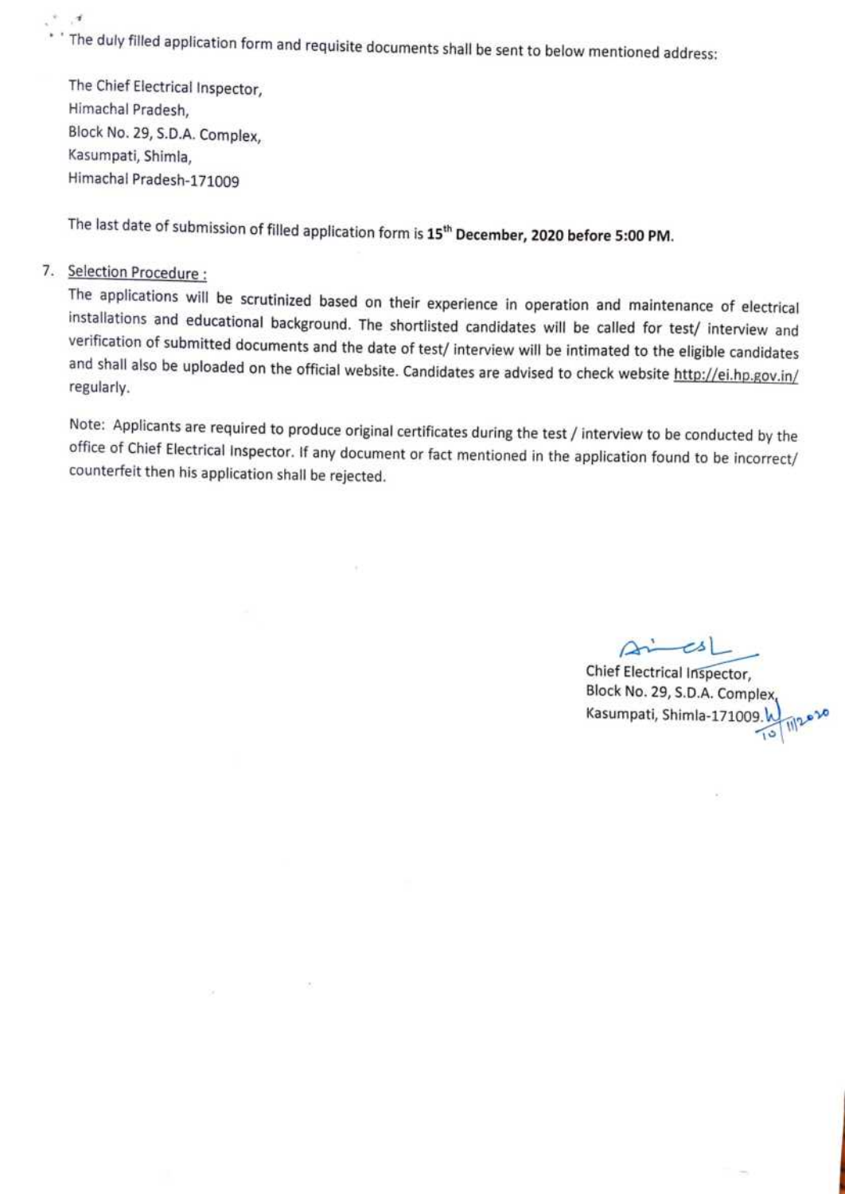The duly filled application form and requisite documents shall be sent to below mentioned address:

The Chief Electrical Inspector,
Himachal Pradesh,
Block No. 29, S.D.A. Complex,
Kasumpati, Shimla,
Himachal Pradesh-171009

The last date of submission of filled application form is **15th December, 2020 before 5:00 PM.**

7. Selection Procedure :

The applications will be scrutinized based on their experience in operation and maintenance of electrical installations and educational background. The shortlisted candidates will be called for test/ interview and verification of submitted documents and the date of test/ interview will be intimated to the eligible candidates and shall also be uploaded on the official website. Candidates are advised to check website http://ei.hp.gov.in/ regularly.

Note: Applicants are required to produce original certificates during the test / interview to be conducted by the office of Chief Electrical Inspector. If any document or fact mentioned in the application found to be incorrect/ counterfeit then his application shall be rejected.

Chief Electrical Inspector,
Block No. 29, S.D.A. Complex,
Kasumpati, Shimla-171009. 10/11/2020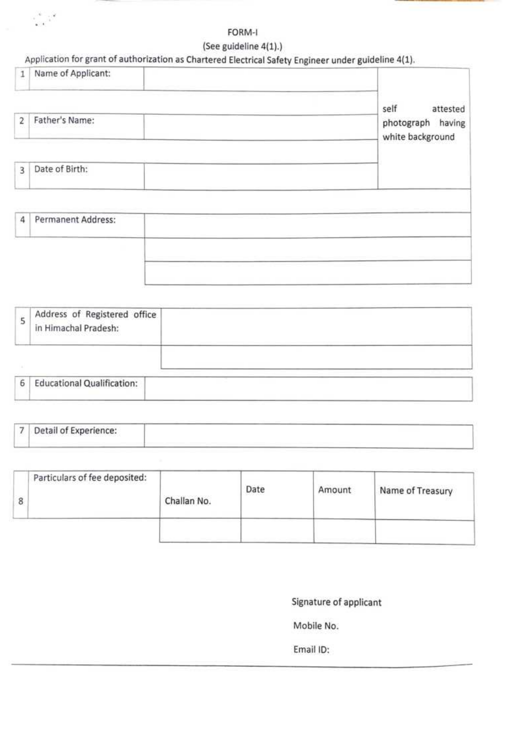FORM-I

(See guideline 4(1).)

Application for grant of authorization as Chartered Electrical Safety Engineer under guideline 4(1).

| | | | |
|---|---|---|---|
| 1 | Name of Applicant: | | self attested photograph having white background |
| 2 | Father's Name: | | |
| 3 | Date of Birth: | | |

| | | |
|---|---|---|
| 4 | Permanent Address: | |
| | | |
| | | |

| | | |
|---|---|---|
| 5 | Address of Registered office in Himachal Pradesh: | |
| | | |

| | | |
|---|---|---|
| 6 | Educational Qualification: | |

| | | |
|---|---|---|
| 7 | Detail of Experience: | |

| | | | | | |
|---|---|---|---|---|---|
| 8 | Particulars of fee deposited: | Challan No. | Date | Amount | Name of Treasury |
| | | | | | |

Signature of applicant

Mobile No.

Email ID: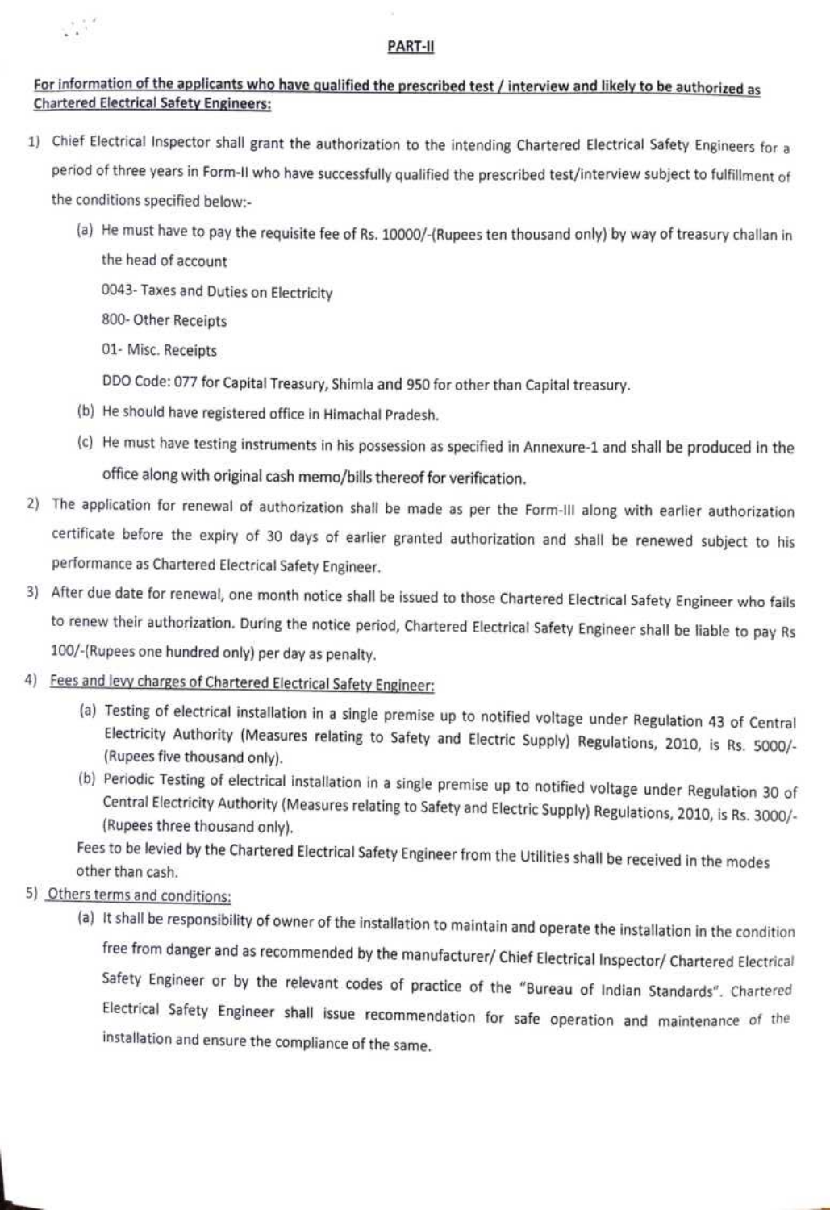## PART-II

**For information of the applicants who have qualified the prescribed test / interview and likely to be authorized as Chartered Electrical Safety Engineers:**

1) Chief Electrical Inspector shall grant the authorization to the intending Chartered Electrical Safety Engineers for a period of three years in Form-II who have successfully qualified the prescribed test/interview subject to fulfillment of the conditions specified below:-

   (a) He must have to pay the requisite fee of Rs. 10000/-(Rupees ten thousand only) by way of treasury challan in the head of account

   0043- Taxes and Duties on Electricity

   800- Other Receipts

   01- Misc. Receipts

   DDO Code: 077 for Capital Treasury, Shimla and 950 for other than Capital treasury.

   (b) He should have registered office in Himachal Pradesh.

   (c) He must have testing instruments in his possession as specified in Annexure-1 and shall be produced in the office along with original cash memo/bills thereof for verification.

2) The application for renewal of authorization shall be made as per the Form-III along with earlier authorization certificate before the expiry of 30 days of earlier granted authorization and shall be renewed subject to his performance as Chartered Electrical Safety Engineer.

3) After due date for renewal, one month notice shall be issued to those Chartered Electrical Safety Engineer who fails to renew their authorization. During the notice period, Chartered Electrical Safety Engineer shall be liable to pay Rs 100/-(Rupees one hundred only) per day as penalty.

4) Fees and levy charges of Chartered Electrical Safety Engineer:

   (a) Testing of electrical installation in a single premise up to notified voltage under Regulation 43 of Central Electricity Authority (Measures relating to Safety and Electric Supply) Regulations, 2010, is Rs. 5000/- (Rupees five thousand only).

   (b) Periodic Testing of electrical installation in a single premise up to notified voltage under Regulation 30 of Central Electricity Authority (Measures relating to Safety and Electric Supply) Regulations, 2010, is Rs. 3000/- (Rupees three thousand only).

   Fees to be levied by the Chartered Electrical Safety Engineer from the Utilities shall be received in the modes other than cash.

5) Others terms and conditions:

   (a) It shall be responsibility of owner of the installation to maintain and operate the installation in the condition free from danger and as recommended by the manufacturer/ Chief Electrical Inspector/ Chartered Electrical Safety Engineer or by the relevant codes of practice of the "Bureau of Indian Standards". Chartered Electrical Safety Engineer shall issue recommendation for safe operation and maintenance of the installation and ensure the compliance of the same.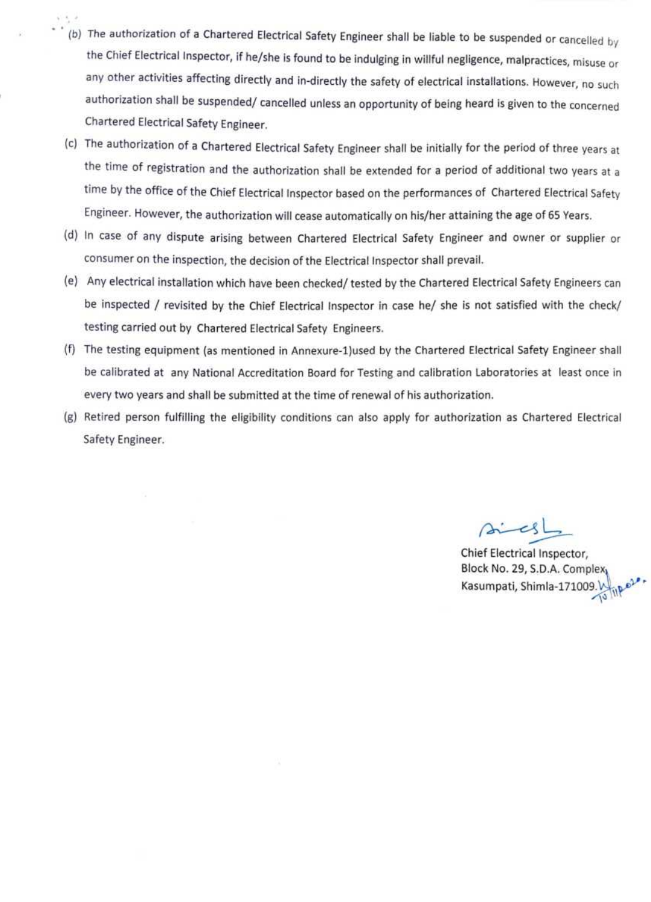(b) The authorization of a Chartered Electrical Safety Engineer shall be liable to be suspended or cancelled by the Chief Electrical Inspector, if he/she is found to be indulging in willful negligence, malpractices, misuse or any other activities affecting directly and in-directly the safety of electrical installations. However, no such authorization shall be suspended/ cancelled unless an opportunity of being heard is given to the concerned Chartered Electrical Safety Engineer.

(c) The authorization of a Chartered Electrical Safety Engineer shall be initially for the period of three years at the time of registration and the authorization shall be extended for a period of additional two years at a time by the office of the Chief Electrical Inspector based on the performances of Chartered Electrical Safety Engineer. However, the authorization will cease automatically on his/her attaining the age of 65 Years.

(d) In case of any dispute arising between Chartered Electrical Safety Engineer and owner or supplier or consumer on the inspection, the decision of the Electrical Inspector shall prevail.

(e) Any electrical installation which have been checked/ tested by the Chartered Electrical Safety Engineers can be inspected / revisited by the Chief Electrical Inspector in case he/ she is not satisfied with the check/ testing carried out by Chartered Electrical Safety Engineers.

(f) The testing equipment (as mentioned in Annexure-1)used by the Chartered Electrical Safety Engineer shall be calibrated at any National Accreditation Board for Testing and calibration Laboratories at least once in every two years and shall be submitted at the time of renewal of his authorization.

(g) Retired person fulfilling the eligibility conditions can also apply for authorization as Chartered Electrical Safety Engineer.

Chief Electrical Inspector,
Block No. 29, S.D.A. Complex,
Kasumpati, Shimla-171009.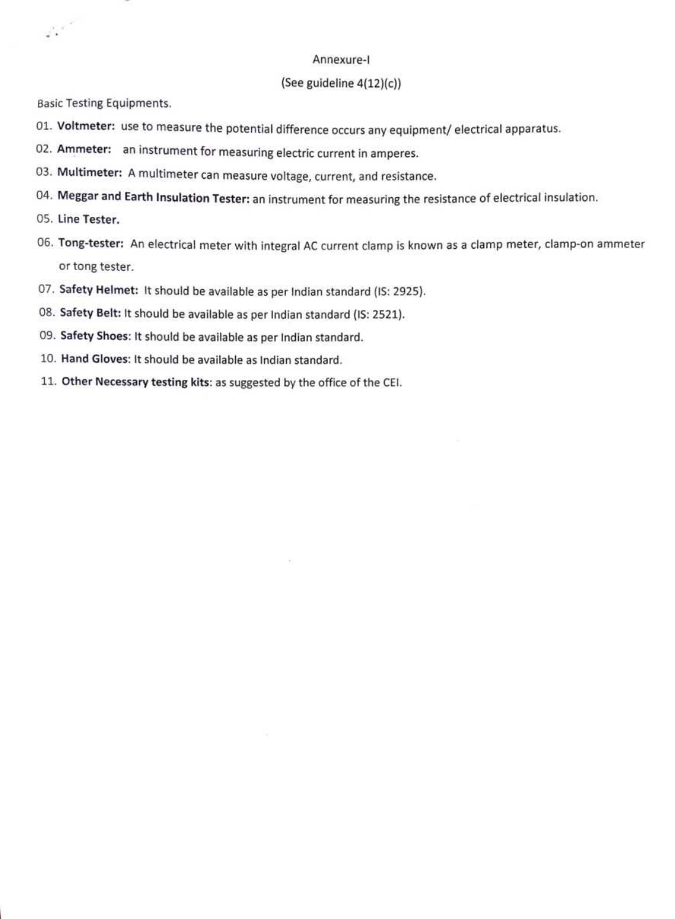Annexure-I

(See guideline 4(12)(c))

Basic Testing Equipments.

01. **Voltmeter:** use to measure the potential difference occurs any equipment/ electrical apparatus.
02. **Ammeter:** an instrument for measuring electric current in amperes.
03. **Multimeter:** A multimeter can measure voltage, current, and resistance.
04. **Meggar and Earth Insulation Tester:** an instrument for measuring the resistance of electrical insulation.
05. **Line Tester.**
06. **Tong-tester:** An electrical meter with integral AC current clamp is known as a clamp meter, clamp-on ammeter or tong tester.
07. **Safety Helmet:** It should be available as per Indian standard (IS: 2925).
08. **Safety Belt:** It should be available as per Indian standard (IS: 2521).
09. **Safety Shoes**: It should be available as per Indian standard.
10. **Hand Gloves**: It should be available as Indian standard.
11. **Other Necessary testing kits**: as suggested by the office of the CEI.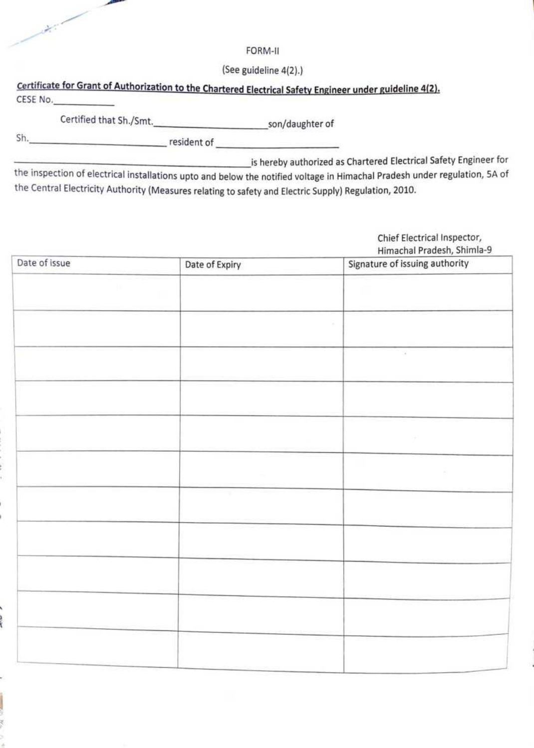FORM-II

(See guideline 4(2).)

**Certificate for Grant of Authorization to the Chartered Electrical Safety Engineer under guideline 4(2).**

CESE No.\_\_\_\_\_\_\_\_\_\_\_\_

Certified that Sh./Smt.\_\_\_\_\_\_\_\_\_\_\_\_\_\_\_\_\_\_\_\_\_\_\_\_son/daughter of

Sh.\_\_\_\_\_\_\_\_\_\_\_\_\_\_\_\_\_\_\_\_\_\_\_\_\_\_\_ resident of \_\_\_\_\_\_\_\_\_\_\_\_\_\_\_\_\_\_\_\_\_\_\_\_\_

\_\_\_\_\_\_\_\_\_\_\_\_\_\_\_\_\_\_\_\_\_\_\_\_\_\_\_\_\_\_\_\_\_\_\_\_\_\_\_\_\_\_\_\_\_\_\_\_\_\_is hereby authorized as Chartered Electrical Safety Engineer for the inspection of electrical installations upto and below the notified voltage in Himachal Pradesh under regulation, 5A of the Central Electricity Authority (Measures relating to safety and Electric Supply) Regulation, 2010.

Chief Electrical Inspector,
Himachal Pradesh, Shimla-9

| Date of issue | Date of Expiry | Signature of issuing authority |
|---|---|---|
| | | |
| | | |
| | | |
| | | |
| | | |
| | | |
| | | |
| | | |
| | | |
| | | |
| | | |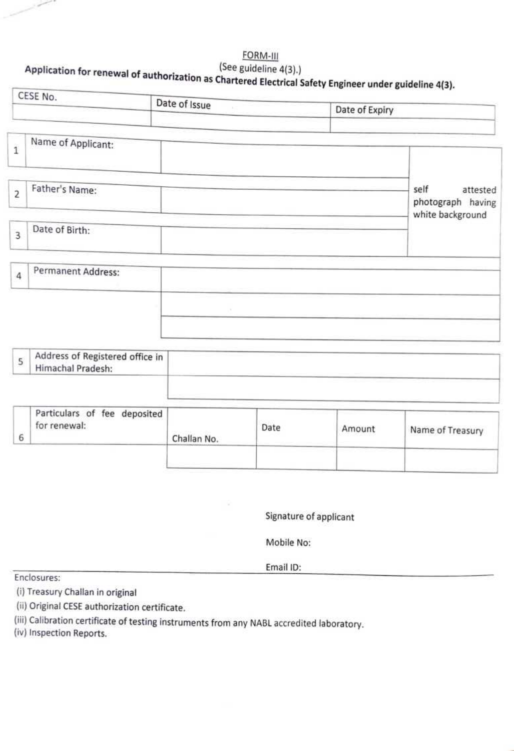FORM-III

(See guideline 4(3).)

**Application for renewal of authorization as Chartered Electrical Safety Engineer under guideline 4(3).**

| CESE No. | Date of Issue | Date of Expiry |
|---|---|---|
| | | |

| | | | |
|---|---|---|---|
| 1 | Name of Applicant: | | self attested photograph having white background |
| 2 | Father's Name: | | |
| 3 | Date of Birth: | | |

| | | |
|---|---|---|
| 4 | Permanent Address: | |
| | | |
| | | |

| | | |
|---|---|---|
| 5 | Address of Registered office in Himachal Pradesh: | |
| | | |

| | | | | | |
|---|---|---|---|---|---|
| 6 | Particulars of fee deposited for renewal: | Challan No. | Date | Amount | Name of Treasury |
| | | | | | |

Signature of applicant

Mobile No:

Email ID:

Enclosures:

(i) Treasury Challan in original

(ii) Original CESE authorization certificate.

(iii) Calibration certificate of testing instruments from any NABL accredited laboratory.

(iv) Inspection Reports.